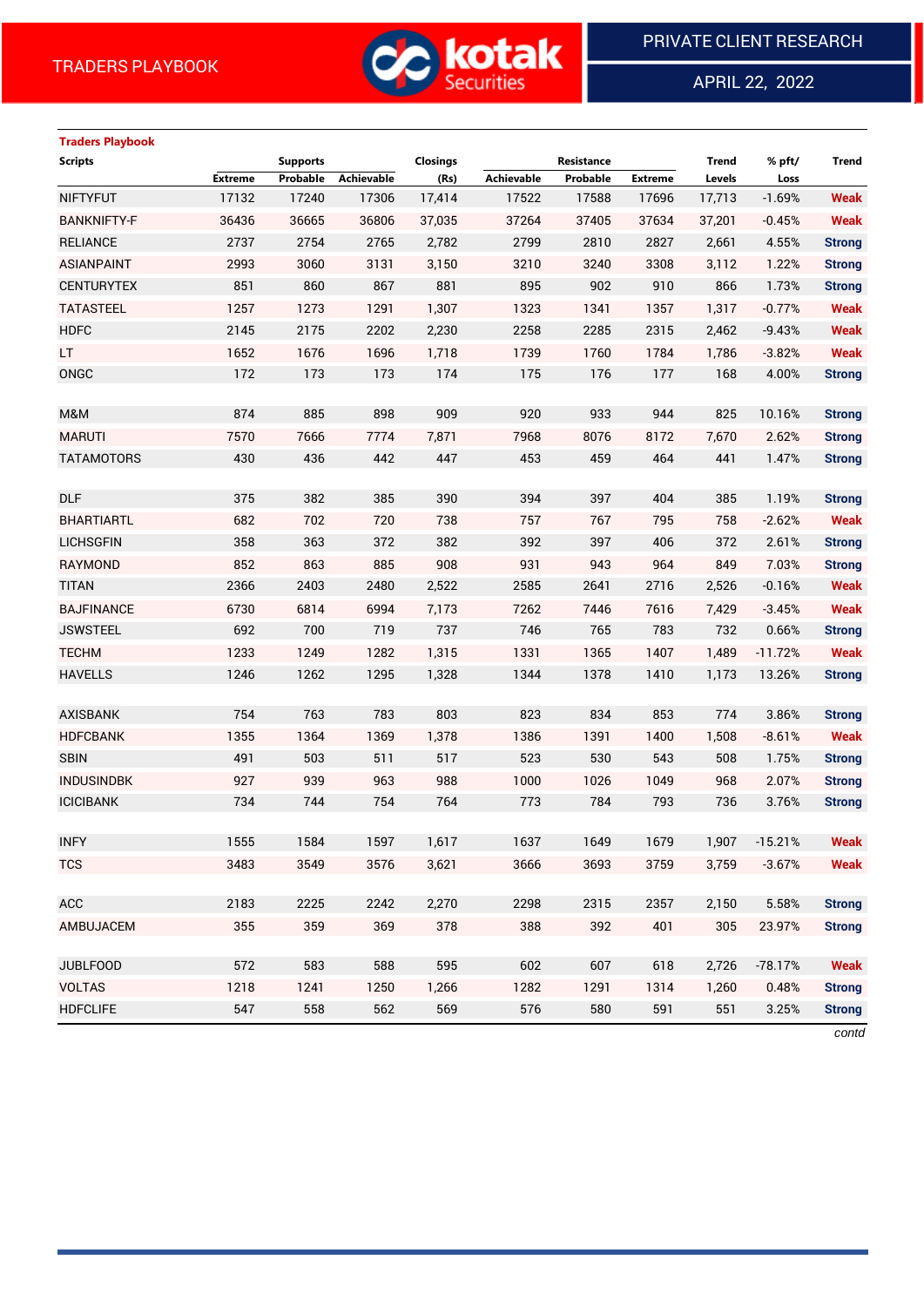TRADERS PLAYBOOK

PRIVATE CLIENT RESEARCH

APRIL 22, 2022

**Traders Playbook**

| Scripts | Supports | | | Closings | Resistance | | | Trend | % pft/ | Trend |
|---|---|---|---|---|---|---|---|---|---|---|
| | Extreme | Probable | Achievable | (Rs) | Achievable | Probable | Extreme | Levels | Loss | |
| NIFTYFUT | 17132 | 17240 | 17306 | 17,414 | 17522 | 17588 | 17696 | 17,713 | -1.69% | Weak |
| BANKNIFTY-F | 36436 | 36665 | 36806 | 37,035 | 37264 | 37405 | 37634 | 37,201 | -0.45% | Weak |
| RELIANCE | 2737 | 2754 | 2765 | 2,782 | 2799 | 2810 | 2827 | 2,661 | 4.55% | Strong |
| ASIANPAINT | 2993 | 3060 | 3131 | 3,150 | 3210 | 3240 | 3308 | 3,112 | 1.22% | Strong |
| CENTURYTEX | 851 | 860 | 867 | 881 | 895 | 902 | 910 | 866 | 1.73% | Strong |
| TATASTEEL | 1257 | 1273 | 1291 | 1,307 | 1323 | 1341 | 1357 | 1,317 | -0.77% | Weak |
| HDFC | 2145 | 2175 | 2202 | 2,230 | 2258 | 2285 | 2315 | 2,462 | -9.43% | Weak |
| LT | 1652 | 1676 | 1696 | 1,718 | 1739 | 1760 | 1784 | 1,786 | -3.82% | Weak |
| ONGC | 172 | 173 | 173 | 174 | 175 | 176 | 177 | 168 | 4.00% | Strong |
| | | | | | | | | | | |
| M&M | 874 | 885 | 898 | 909 | 920 | 933 | 944 | 825 | 10.16% | Strong |
| MARUTI | 7570 | 7666 | 7774 | 7,871 | 7968 | 8076 | 8172 | 7,670 | 2.62% | Strong |
| TATAMOTORS | 430 | 436 | 442 | 447 | 453 | 459 | 464 | 441 | 1.47% | Strong |
| | | | | | | | | | | |
| DLF | 375 | 382 | 385 | 390 | 394 | 397 | 404 | 385 | 1.19% | Strong |
| BHARTIARTL | 682 | 702 | 720 | 738 | 757 | 767 | 795 | 758 | -2.62% | Weak |
| LICHSGFIN | 358 | 363 | 372 | 382 | 392 | 397 | 406 | 372 | 2.61% | Strong |
| RAYMOND | 852 | 863 | 885 | 908 | 931 | 943 | 964 | 849 | 7.03% | Strong |
| TITAN | 2366 | 2403 | 2480 | 2,522 | 2585 | 2641 | 2716 | 2,526 | -0.16% | Weak |
| BAJFINANCE | 6730 | 6814 | 6994 | 7,173 | 7262 | 7446 | 7616 | 7,429 | -3.45% | Weak |
| JSWSTEEL | 692 | 700 | 719 | 737 | 746 | 765 | 783 | 732 | 0.66% | Strong |
| TECHM | 1233 | 1249 | 1282 | 1,315 | 1331 | 1365 | 1407 | 1,489 | -11.72% | Weak |
| HAVELLS | 1246 | 1262 | 1295 | 1,328 | 1344 | 1378 | 1410 | 1,173 | 13.26% | Strong |
| | | | | | | | | | | |
| AXISBANK | 754 | 763 | 783 | 803 | 823 | 834 | 853 | 774 | 3.86% | Strong |
| HDFCBANK | 1355 | 1364 | 1369 | 1,378 | 1386 | 1391 | 1400 | 1,508 | -8.61% | Weak |
| SBIN | 491 | 503 | 511 | 517 | 523 | 530 | 543 | 508 | 1.75% | Strong |
| INDUSINDBK | 927 | 939 | 963 | 988 | 1000 | 1026 | 1049 | 968 | 2.07% | Strong |
| ICICIBANK | 734 | 744 | 754 | 764 | 773 | 784 | 793 | 736 | 3.76% | Strong |
| | | | | | | | | | | |
| INFY | 1555 | 1584 | 1597 | 1,617 | 1637 | 1649 | 1679 | 1,907 | -15.21% | Weak |
| TCS | 3483 | 3549 | 3576 | 3,621 | 3666 | 3693 | 3759 | 3,759 | -3.67% | Weak |
| | | | | | | | | | | |
| ACC | 2183 | 2225 | 2242 | 2,270 | 2298 | 2315 | 2357 | 2,150 | 5.58% | Strong |
| AMBUJACEM | 355 | 359 | 369 | 378 | 388 | 392 | 401 | 305 | 23.97% | Strong |
| | | | | | | | | | | |
| JUBLFOOD | 572 | 583 | 588 | 595 | 602 | 607 | 618 | 2,726 | -78.17% | Weak |
| VOLTAS | 1218 | 1241 | 1250 | 1,266 | 1282 | 1291 | 1314 | 1,260 | 0.48% | Strong |
| HDFCLIFE | 547 | 558 | 562 | 569 | 576 | 580 | 591 | 551 | 3.25% | Strong |

*contd*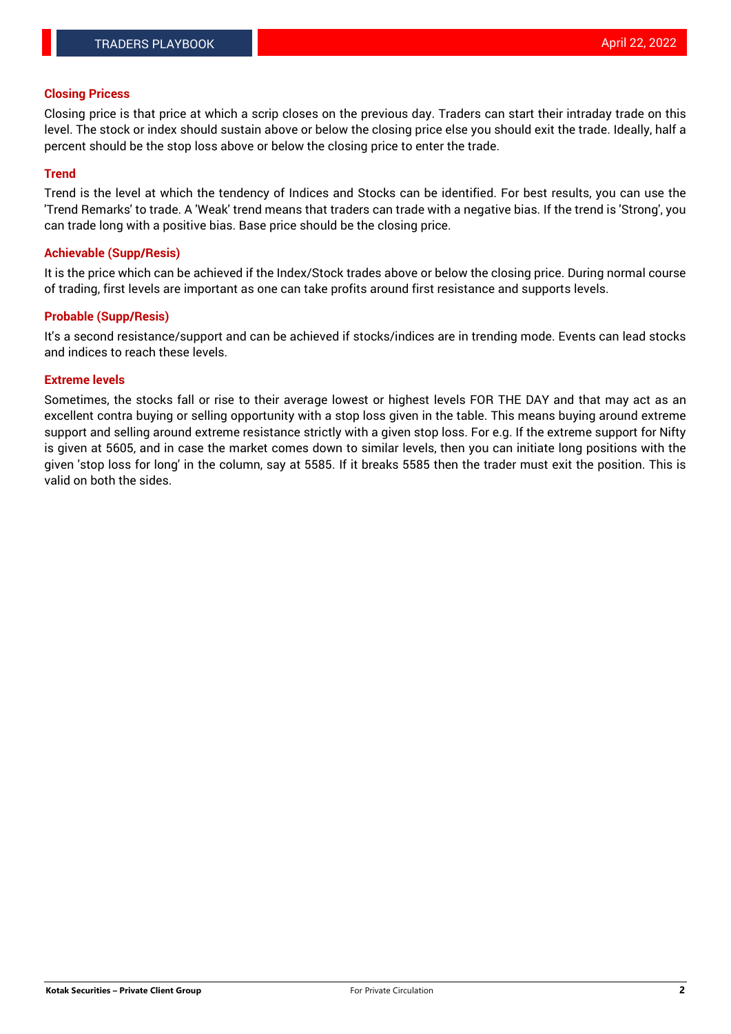### Closing Pricess

Closing price is that price at which a scrip closes on the previous day. Traders can start their intraday trade on this level. The stock or index should sustain above or below the closing price else you should exit the trade. Ideally, half a percent should be the stop loss above or below the closing price to enter the trade.

### Trend

Trend is the level at which the tendency of Indices and Stocks can be identified. For best results, you can use the 'Trend Remarks' to trade. A 'Weak' trend means that traders can trade with a negative bias. If the trend is 'Strong', you can trade long with a positive bias. Base price should be the closing price.

### Achievable (Supp/Resis)

It is the price which can be achieved if the Index/Stock trades above or below the closing price. During normal course of trading, first levels are important as one can take profits around first resistance and supports levels.

### Probable (Supp/Resis)

It's a second resistance/support and can be achieved if stocks/indices are in trending mode. Events can lead stocks and indices to reach these levels.

### Extreme levels

Sometimes, the stocks fall or rise to their average lowest or highest levels FOR THE DAY and that may act as an excellent contra buying or selling opportunity with a stop loss given in the table. This means buying around extreme support and selling around extreme resistance strictly with a given stop loss. For e.g. If the extreme support for Nifty is given at 5605, and in case the market comes down to similar levels, then you can initiate long positions with the given 'stop loss for long' in the column, say at 5585. If it breaks 5585 then the trader must exit the position. This is valid on both the sides.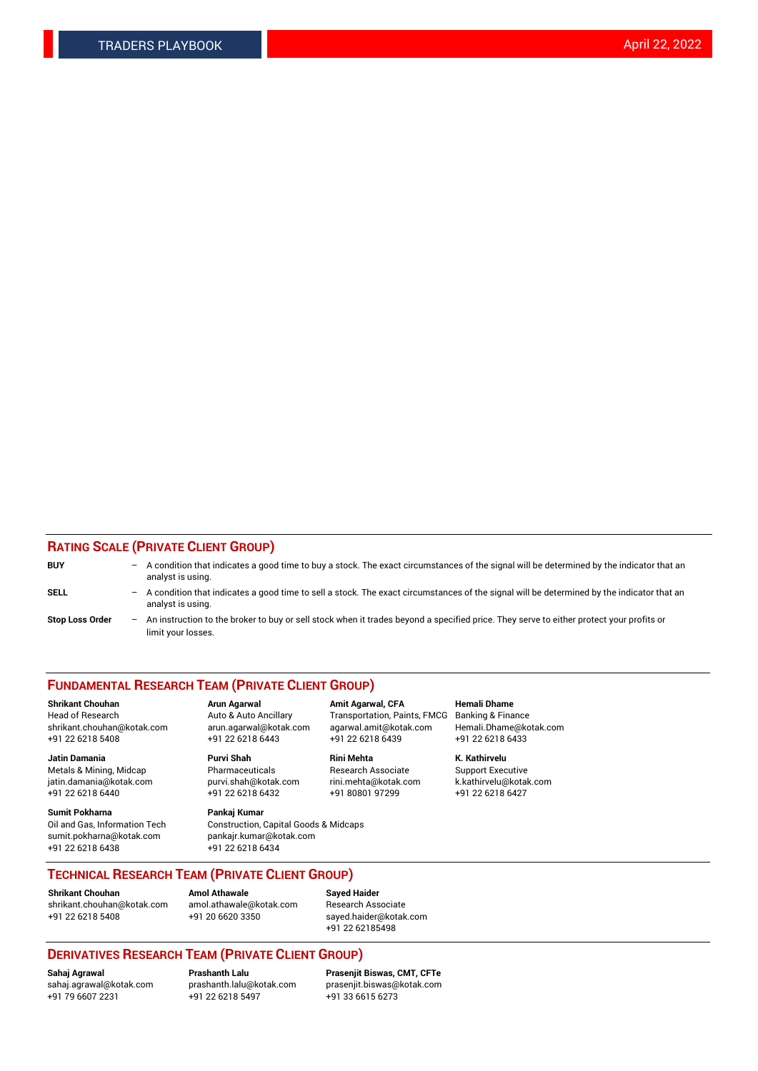## RATING SCALE (PRIVATE CLIENT GROUP)

**BUY** – A condition that indicates a good time to buy a stock. The exact circumstances of the signal will be determined by the indicator that an analyst is using.

**SELL** – A condition that indicates a good time to sell a stock. The exact circumstances of the signal will be determined by the indicator that an analyst is using.

**Stop Loss Order** – An instruction to the broker to buy or sell stock when it trades beyond a specified price. They serve to either protect your profits or limit your losses.

## FUNDAMENTAL RESEARCH TEAM (PRIVATE CLIENT GROUP)

**Shrikant Chouhan**
Head of Research
shrikant.chouhan@kotak.com
+91 22 6218 5408

**Arun Agarwal**
Auto & Auto Ancillary
arun.agarwal@kotak.com
+91 22 6218 6443

**Amit Agarwal, CFA**
Transportation, Paints, FMCG
agarwal.amit@kotak.com
+91 22 6218 6439

**Hemali Dhame**
Banking & Finance
Hemali.Dhame@kotak.com
+91 22 6218 6433

**Jatin Damania**
Metals & Mining, Midcap
jatin.damania@kotak.com
+91 22 6218 6440

**Purvi Shah**
Pharmaceuticals
purvi.shah@kotak.com
+91 22 6218 6432

**Rini Mehta**
Research Associate
rini.mehta@kotak.com
+91 80801 97299

**K. Kathirvelu**
Support Executive
k.kathirvelu@kotak.com
+91 22 6218 6427

**Sumit Pokharna**
Oil and Gas, Information Tech
sumit.pokharna@kotak.com
+91 22 6218 6438

**Pankaj Kumar**
Construction, Capital Goods & Midcaps
pankajr.kumar@kotak.com
+91 22 6218 6434

## TECHNICAL RESEARCH TEAM (PRIVATE CLIENT GROUP)

**Shrikant Chouhan**
shrikant.chouhan@kotak.com
+91 22 6218 5408

**Amol Athawale**
amol.athawale@kotak.com
+91 20 6620 3350

**Sayed Haider**
Research Associate
sayed.haider@kotak.com
+91 22 62185498

## DERIVATIVES RESEARCH TEAM (PRIVATE CLIENT GROUP)

**Sahaj Agrawal**
sahaj.agrawal@kotak.com
+91 79 6607 2231

**Prashanth Lalu**
prashanth.lalu@kotak.com
+91 22 6218 5497

**Prasenjit Biswas, CMT, CFTe**
prasenjit.biswas@kotak.com
+91 33 6615 6273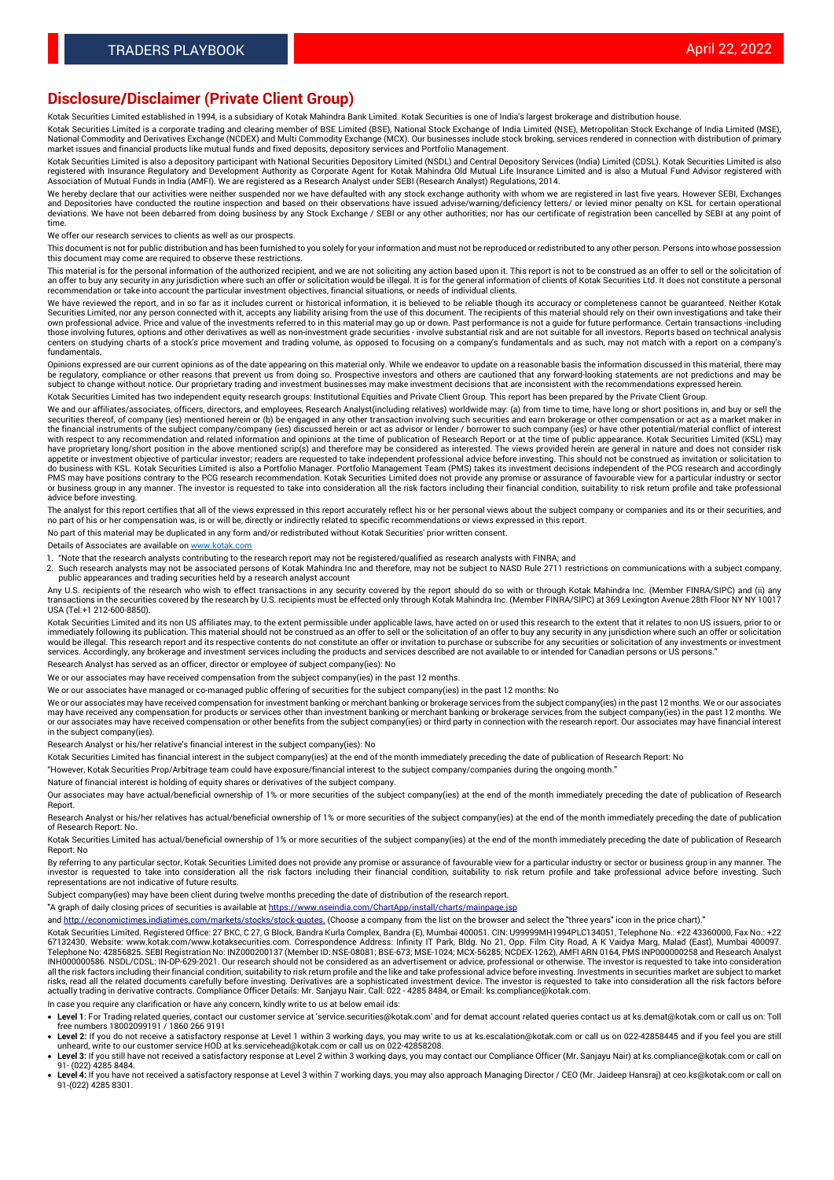# Disclosure/Disclaimer (Private Client Group)

Kotak Securities Limited established in 1994, is a subsidiary of Kotak Mahindra Bank Limited. Kotak Securities is one of India's largest brokerage and distribution house.

Kotak Securities Limited is a corporate trading and clearing member of BSE Limited (BSE), National Stock Exchange of India Limited (NSE), Metropolitan Stock Exchange of India Limited (MSE), National Commodity and Derivatives Exchange (NCDEX) and Multi Commodity Exchange (MCX). Our businesses include stock broking, services rendered in connection with distribution of primary market issues and financial products like mutual funds and fixed deposits, depository services and Portfolio Management.

Kotak Securities Limited is also a depository participant with National Securities Depository Limited (NSDL) and Central Depository Services (India) Limited (CDSL). Kotak Securities Limited is also registered with Insurance Regulatory and Development Authority as Corporate Agent for Kotak Mahindra Old Mutual Life Insurance Limited and is also a Mutual Fund Advisor registered with Association of Mutual Funds in India (AMFI). We are registered as a Research Analyst under SEBI (Research Analyst) Regulations, 2014.

We hereby declare that our activities were neither suspended nor we have defaulted with any stock exchange authority with whom we are registered in last five years. However SEBI, Exchanges and Depositories have conducted the routine inspection and based on their observations have issued advise/warning/deficiency letters/ or levied minor penalty on KSL for certain operational deviations. We have not been debarred from doing business by any Stock Exchange / SEBI or any other authorities; nor has our certificate of registration been cancelled by SEBI at any point of time.

We offer our research services to clients as well as our prospects.

This document is not for public distribution and has been furnished to you solely for your information and must not be reproduced or redistributed to any other person. Persons into whose possession this document may come are required to observe these restrictions.

This material is for the personal information of the authorized recipient, and we are not soliciting any action based upon it. This report is not to be construed as an offer to sell or the solicitation of an offer to buy any security in any jurisdiction where such an offer or solicitation would be illegal. It is for the general information of clients of Kotak Securities Ltd. It does not constitute a personal recommendation or take into account the particular investment objectives, financial situations, or needs of individual clients.

We have reviewed the report, and in so far as it includes current or historical information, it is believed to be reliable though its accuracy or completeness cannot be guaranteed. Neither Kotak Securities Limited, nor any person connected with it, accepts any liability arising from the use of this document. The recipients of this material should rely on their own investigations and take their own professional advice. Price and value of the investments referred to in this material may go up or down. Past performance is not a guide for future performance. Certain transactions -including those involving futures, options and other derivatives as well as non-investment grade securities - involve substantial risk and are not suitable for all investors. Reports based on technical analysis centers on studying charts of a stock's price movement and trading volume, as opposed to focusing on a company's fundamentals and as such, may not match with a report on a company's fundamentals.

Opinions expressed are our current opinions as of the date appearing on this material only. While we endeavor to update on a reasonable basis the information discussed in this material, there may be regulatory, compliance or other reasons that prevent us from doing so. Prospective investors and others are cautioned that any forward-looking statements are not predictions and may be subject to change without notice. Our proprietary trading and investment businesses may make investment decisions that are inconsistent with the recommendations expressed herein.

Kotak Securities Limited has two independent equity research groups: Institutional Equities and Private Client Group. This report has been prepared by the Private Client Group.

We and our affiliates/associates, officers, directors, and employees, Research Analyst(including relatives) worldwide may: (a) from time to time, have long or short positions in, and buy or sell the securities thereof, of company (ies) mentioned herein or (b) be engaged in any other transaction involving such securities and earn brokerage or other compensation or act as a market maker in the financial instruments of the subject company/company (ies) discussed herein or act as advisor or lender / borrower to such company (ies) or have other potential/material conflict of interest with respect to any recommendation and related information and opinions at the time of publication of Research Report or at the time of public appearance. Kotak Securities Limited (KSL) may have proprietary long/short position in the above mentioned scrip(s) and therefore may be considered as interested. The views provided herein are general in nature and does not consider risk appetite or investment objective of particular investor; readers are requested to take independent professional advice before investing. This should not be construed as invitation or solicitation to do business with KSL. Kotak Securities Limited is also a Portfolio Manager. Portfolio Management Team (PMS) takes its investment decisions independent of the PCG research and accordingly PMS may have positions contrary to the PCG research recommendation. Kotak Securities Limited does not provide any promise or assurance of favourable view for a particular industry or sector or business group in any manner. The investor is requested to take into consideration all the risk factors including their financial condition, suitability to risk return profile and take professional advice before investing.

The analyst for this report certifies that all of the views expressed in this report accurately reflect his or her personal views about the subject company or companies and its or their securities, and no part of his or her compensation was, is or will be, directly or indirectly related to specific recommendations or views expressed in this report.

No part of this material may be duplicated in any form and/or redistributed without Kotak Securities' prior written consent.

Details of Associates are available on www.kotak.com

1. "Note that the research analysts contributing to the research report may not be registered/qualified as research analysts with FINRA; and
2. Such research analysts may not be associated persons of Kotak Mahindra Inc and therefore, may not be subject to NASD Rule 2711 restrictions on communications with a subject company, public appearances and trading securities held by a research analyst account

Any U.S. recipients of the research who wish to effect transactions in any security covered by the report should do so with or through Kotak Mahindra Inc. (Member FINRA/SIPC) and (ii) any transactions in the securities covered by the research by U.S. recipients must be effected only through Kotak Mahindra Inc. (Member FINRA/SIPC) at 369 Lexington Avenue 28th Floor NY NY 10017 USA (Tel:+1 212-600-8850).

Kotak Securities Limited and its non US affiliates may, to the extent permissible under applicable laws, have acted on or used this research to the extent that it relates to non US issuers, prior to or immediately following its publication. This material should not be construed as an offer to sell or the solicitation of an offer to buy any security in any jurisdiction where such an offer or solicitation would be illegal. This research report and its respective contents do not constitute an offer or invitation to purchase or subscribe for any securities or solicitation of any investments or investment services. Accordingly, any brokerage and investment services including the products and services described are not available to or intended for Canadian persons or US persons."

Research Analyst has served as an officer, director or employee of subject company(ies): No

We or our associates may have received compensation from the subject company(ies) in the past 12 months.

We or our associates have managed or co-managed public offering of securities for the subject company(ies) in the past 12 months: No

We or our associates may have received compensation for investment banking or merchant banking or brokerage services from the subject company(ies) in the past 12 months. We or our associates may have received any compensation for products or services other than investment banking or merchant banking or brokerage services from the subject company(ies) in the past 12 months. We or our associates may have received compensation or other benefits from the subject company(ies) or third party in connection with the research report. Our associates may have financial interest in the subject company(ies).

Research Analyst or his/her relative's financial interest in the subject company(ies): No

Kotak Securities Limited has financial interest in the subject company(ies) at the end of the month immediately preceding the date of publication of Research Report: No

"However, Kotak Securities Prop/Arbitrage team could have exposure/financial interest to the subject company/companies during the ongoing month."

Nature of financial interest is holding of equity shares or derivatives of the subject company.

Our associates may have actual/beneficial ownership of 1% or more securities of the subject company(ies) at the end of the month immediately preceding the date of publication of Research Report.

Research Analyst or his/her relatives has actual/beneficial ownership of 1% or more securities of the subject company(ies) at the end of the month immediately preceding the date of publication of Research Report: No.

Kotak Securities Limited has actual/beneficial ownership of 1% or more securities of the subject company(ies) at the end of the month immediately preceding the date of publication of Research Report: No

By referring to any particular sector, Kotak Securities Limited does not provide any promise or assurance of favourable view for a particular industry or sector or business group in any manner. The investor is requested to take into consideration all the risk factors including their financial condition, suitability to risk return profile and take professional advice before investing. Such representations are not indicative of future results.

Subject company(ies) may have been client during twelve months preceding the date of distribution of the research report.

"A graph of daily closing prices of securities is available at https://www.nseindia.com/ChartApp/install/charts/mainpage.jsp

and http://economictimes.indiatimes.com/markets/stocks/stock-quotes. (Choose a company from the list on the browser and select the "three years" icon in the price chart)."

Kotak Securities Limited. Registered Office: 27 BKC, C 27, G Block, Bandra Kurla Complex, Bandra (E), Mumbai 400051. CIN: U99999MH1994PLC134051, Telephone No.: +22 43360000, Fax No.: +22 67132430. Website: www.kotak.com/www.kotaksecurities.com. Correspondence Address: Infinity IT Park, Bldg. No 21, Opp. Film City Road, A K Vaidya Marg, Malad (East), Mumbai 400097. Telephone No: 42856825. SEBI Registration No: INZ000200137 (Member ID: NSE-08081; BSE-673; MSE-1024; MCX-56285; NCDEX-1262), AMFI ARN 0164, PMS INP000000258 and Research Analyst INH000000586. NSDL/CDSL: IN-DP-629-2021. Our research should not be considered as an advertisement or advice, professional or otherwise. The investor is requested to take into consideration all the risk factors including their financial condition, suitability to risk return profile and the like and take professional advice before investing. Investments in securities market are subject to market risks, read all the related documents carefully before investing. Derivatives are a sophisticated investment device. The investor is requested to take into consideration all the risk factors before actually trading in derivative contracts. Compliance Officer Details: Mr. Sanjayu Nair. Call: 022 - 4285 8484, or Email: ks.compliance@kotak.com.

In case you require any clarification or have any concern, kindly write to us at below email ids:

- **Level 1**: For Trading related queries, contact our customer service at 'service.securities@kotak.com' and for demat account related queries contact us at ks.demat@kotak.com or call us on: Toll free numbers 18002099191 / 1860 266 9191
- **Level 2:** If you do not receive a satisfactory response at Level 1 within 3 working days, you may write to us at ks.escalation@kotak.com or call us on 022-42858445 and if you feel you are still unheard, write to our customer service HOD at ks.servicehead@kotak.com or call us on 022-42858208.
- **Level 3:** If you still have not received a satisfactory response at Level 2 within 3 working days, you may contact our Compliance Officer (Mr. Sanjayu Nair) at ks.compliance@kotak.com or call on 91- (022) 4285 8484.
- **Level 4:** If you have not received a satisfactory response at Level 3 within 7 working days, you may also approach Managing Director / CEO (Mr. Jaideep Hansraj) at ceo.ks@kotak.com or call on 91-(022) 4285 8301.